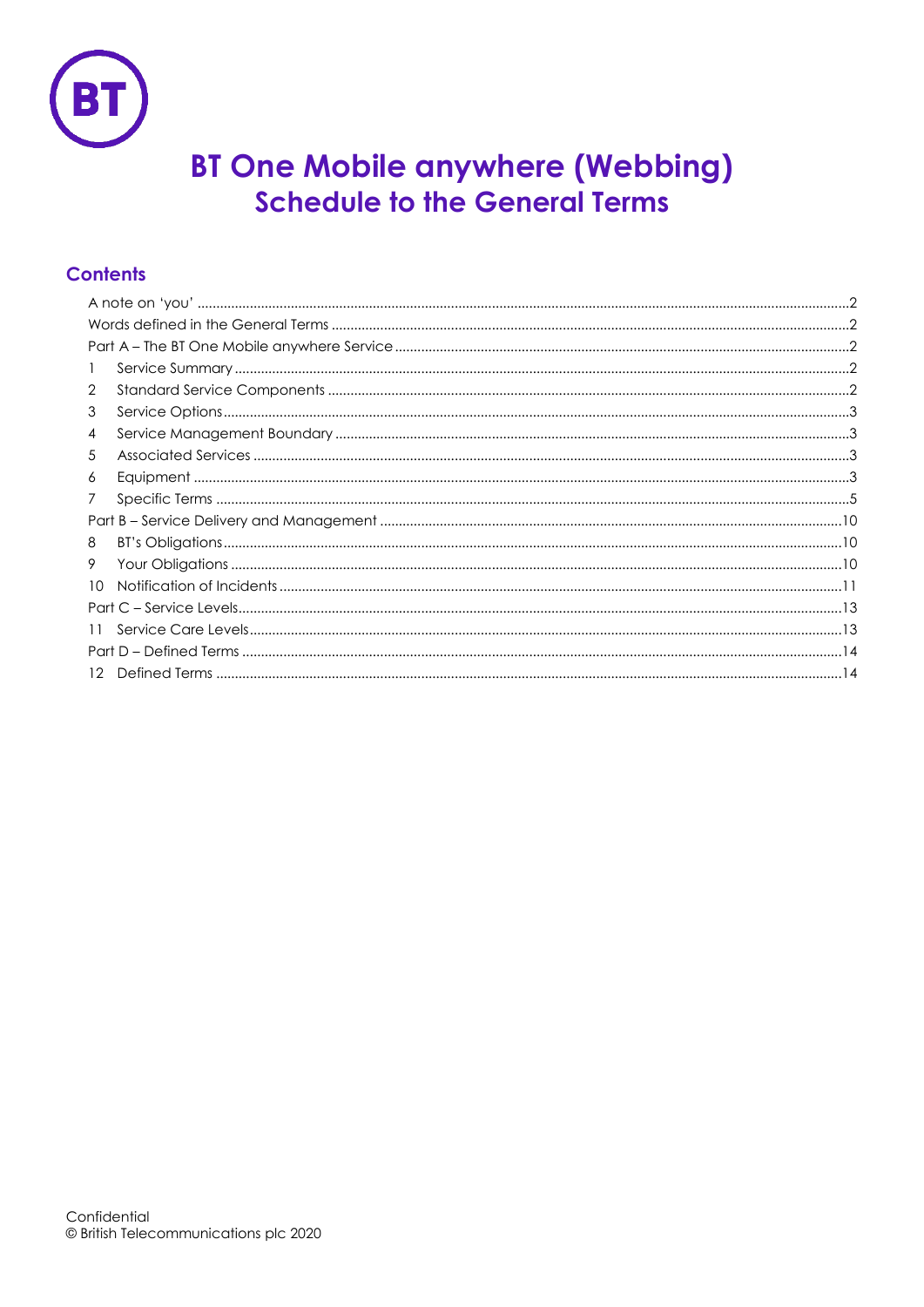# BT One Mobile anywhere (Webbing)
## Schedule to the General Terms

### Contents

A note on 'you' ....... 2
Words defined in the General Terms ....... 2
Part A – The BT One Mobile anywhere Service ....... 2
1 Service Summary ....... 2
2 Standard Service Components ....... 2
3 Service Options ....... 3
4 Service Management Boundary ....... 3
5 Associated Services ....... 3
6 Equipment ....... 3
7 Specific Terms ....... 5
Part B – Service Delivery and Management ....... 10
8 BT's Obligations ....... 10
9 Your Obligations ....... 10
10 Notification of Incidents ....... 11
Part C – Service Levels ....... 13
11 Service Care Levels ....... 13
Part D – Defined Terms ....... 14
12 Defined Terms ....... 14

Confidential
© British Telecommunications plc 2020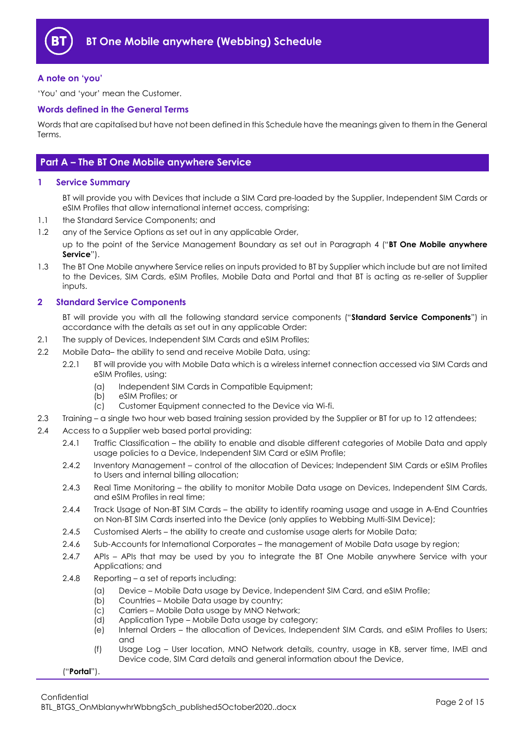# BT One Mobile anywhere (Webbing) Schedule

### A note on 'you'

'You' and 'your' mean the Customer.

### Words defined in the General Terms

Words that are capitalised but have not been defined in this Schedule have the meanings given to them in the General Terms.

## Part A – The BT One Mobile anywhere Service

### 1 Service Summary

BT will provide you with Devices that include a SIM Card pre-loaded by the Supplier, Independent SIM Cards or eSIM Profiles that allow international internet access, comprising:

1.1 the Standard Service Components; and

1.2 any of the Service Options as set out in any applicable Order,

up to the point of the Service Management Boundary as set out in Paragraph 4 ("**BT One Mobile anywhere Service**").

1.3 The BT One Mobile anywhere Service relies on inputs provided to BT by Supplier which include but are not limited to the Devices, SIM Cards, eSIM Profiles, Mobile Data and Portal and that BT is acting as re-seller of Supplier inputs.

### 2 Standard Service Components

BT will provide you with all the following standard service components ("**Standard Service Components**") in accordance with the details as set out in any applicable Order:

2.1 The supply of Devices, Independent SIM Cards and eSIM Profiles;

2.2 Mobile Data– the ability to send and receive Mobile Data, using:

2.2.1 BT will provide you with Mobile Data which is a wireless internet connection accessed via SIM Cards and eSIM Profiles, using:

(a) Independent SIM Cards in Compatible Equipment;
(b) eSIM Profiles; or
(c) Customer Equipment connected to the Device via Wi-fi.

2.3 Training – a single two hour web based training session provided by the Supplier or BT for up to 12 attendees;

2.4 Access to a Supplier web based portal providing:

2.4.1 Traffic Classification – the ability to enable and disable different categories of Mobile Data and apply usage policies to a Device, Independent SIM Card or eSIM Profile;

2.4.2 Inventory Management – control of the allocation of Devices; Independent SIM Cards or eSIM Profiles to Users and internal billing allocation;

2.4.3 Real Time Monitoring – the ability to monitor Mobile Data usage on Devices, Independent SIM Cards, and eSIM Profiles in real time;

2.4.4 Track Usage of Non-BT SIM Cards – the ability to identify roaming usage and usage in A-End Countries on Non-BT SIM Cards inserted into the Device (only applies to Webbing Multi-SIM Device);

2.4.5 Customised Alerts – the ability to create and customise usage alerts for Mobile Data;

2.4.6 Sub-Accounts for International Corporates – the management of Mobile Data usage by region;

2.4.7 APIs – APIs that may be used by you to integrate the BT One Mobile anywhere Service with your Applications; and

2.4.8 Reporting – a set of reports including:

(a) Device – Mobile Data usage by Device, Independent SIM Card, and eSIM Profile;
(b) Countries – Mobile Data usage by country;
(c) Carriers – Mobile Data usage by MNO Network;
(d) Application Type – Mobile Data usage by category;
(e) Internal Orders – the allocation of Devices, Independent SIM Cards, and eSIM Profiles to Users; and
(f) Usage Log – User location, MNO Network details, country, usage in KB, server time, IMEI and Device code, SIM Card details and general information about the Device,

("**Portal**").

Confidential
BTL_BTGS_OnMblanywhrWbbngSch_published5October2020..docx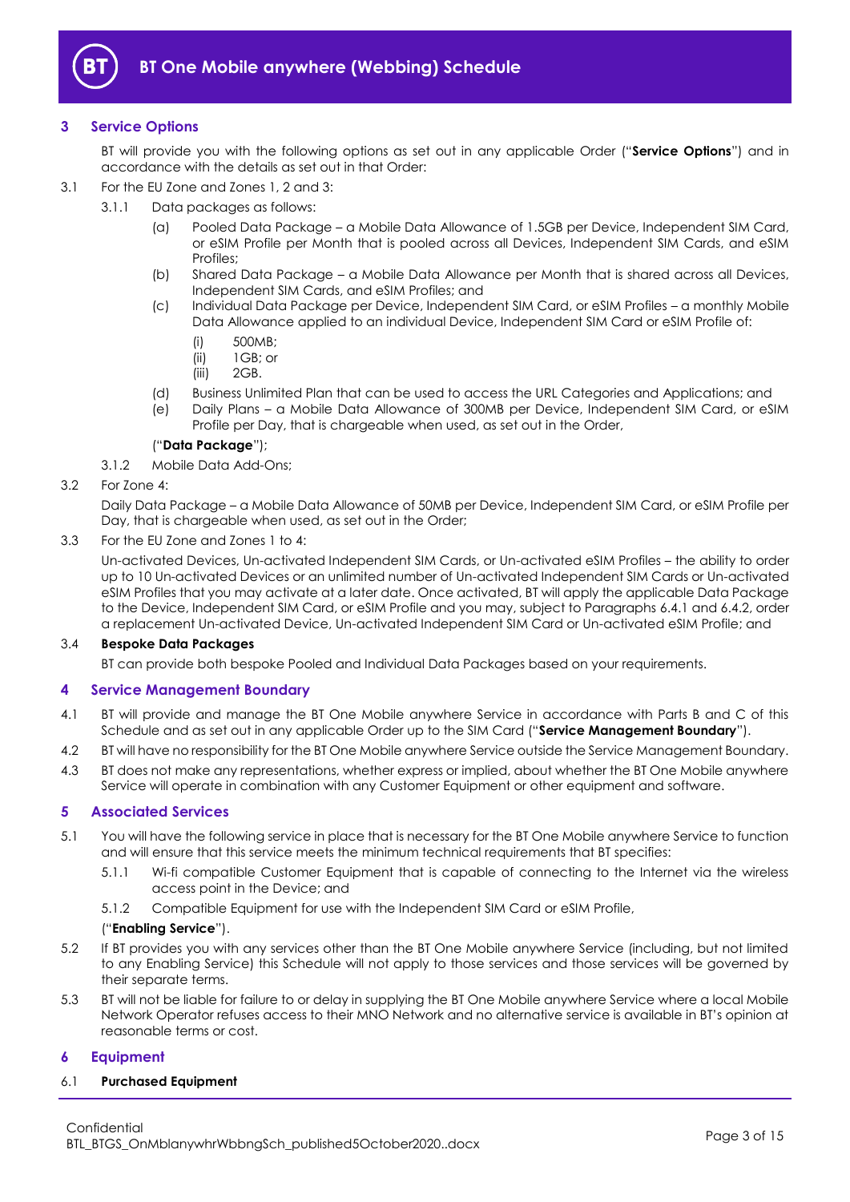## 3 Service Options

BT will provide you with the following options as set out in any applicable Order ("**Service Options**") and in accordance with the details as set out in that Order:

3.1 For the EU Zone and Zones 1, 2 and 3:

3.1.1 Data packages as follows:

(a) Pooled Data Package – a Mobile Data Allowance of 1.5GB per Device, Independent SIM Card, or eSIM Profile per Month that is pooled across all Devices, Independent SIM Cards, and eSIM Profiles;

(b) Shared Data Package – a Mobile Data Allowance per Month that is shared across all Devices, Independent SIM Cards, and eSIM Profiles; and

(c) Individual Data Package per Device, Independent SIM Card, or eSIM Profiles – a monthly Mobile Data Allowance applied to an individual Device, Independent SIM Card or eSIM Profile of:

(i) 500MB;
(ii) 1GB; or
(iii) 2GB.

(d) Business Unlimited Plan that can be used to access the URL Categories and Applications; and

(e) Daily Plans – a Mobile Data Allowance of 300MB per Device, Independent SIM Card, or eSIM Profile per Day, that is chargeable when used, as set out in the Order,

("**Data Package**");

3.1.2 Mobile Data Add-Ons;

3.2 For Zone 4:

Daily Data Package – a Mobile Data Allowance of 50MB per Device, Independent SIM Card, or eSIM Profile per Day, that is chargeable when used, as set out in the Order;

3.3 For the EU Zone and Zones 1 to 4:

Un-activated Devices, Un-activated Independent SIM Cards, or Un-activated eSIM Profiles – the ability to order up to 10 Un-activated Devices or an unlimited number of Un-activated Independent SIM Cards or Un-activated eSIM Profiles that you may activate at a later date. Once activated, BT will apply the applicable Data Package to the Device, Independent SIM Card, or eSIM Profile and you may, subject to Paragraphs 6.4.1 and 6.4.2, order a replacement Un-activated Device, Un-activated Independent SIM Card or Un-activated eSIM Profile; and

3.4 **Bespoke Data Packages**

BT can provide both bespoke Pooled and Individual Data Packages based on your requirements.

## 4 Service Management Boundary

4.1 BT will provide and manage the BT One Mobile anywhere Service in accordance with Parts B and C of this Schedule and as set out in any applicable Order up to the SIM Card ("**Service Management Boundary**").

4.2 BT will have no responsibility for the BT One Mobile anywhere Service outside the Service Management Boundary.

4.3 BT does not make any representations, whether express or implied, about whether the BT One Mobile anywhere Service will operate in combination with any Customer Equipment or other equipment and software.

## 5 Associated Services

5.1 You will have the following service in place that is necessary for the BT One Mobile anywhere Service to function and will ensure that this service meets the minimum technical requirements that BT specifies:

5.1.1 Wi-fi compatible Customer Equipment that is capable of connecting to the Internet via the wireless access point in the Device; and

5.1.2 Compatible Equipment for use with the Independent SIM Card or eSIM Profile,

("**Enabling Service**").

5.2 If BT provides you with any services other than the BT One Mobile anywhere Service (including, but not limited to any Enabling Service) this Schedule will not apply to those services and those services will be governed by their separate terms.

5.3 BT will not be liable for failure to or delay in supplying the BT One Mobile anywhere Service where a local Mobile Network Operator refuses access to their MNO Network and no alternative service is available in BT's opinion at reasonable terms or cost.

## 6 Equipment

6.1 **Purchased Equipment**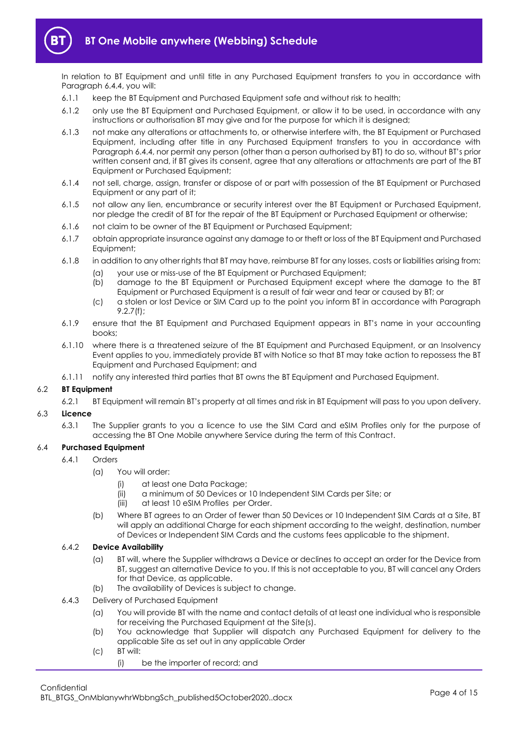In relation to BT Equipment and until title in any Purchased Equipment transfers to you in accordance with Paragraph 6.4.4, you will:

6.1.1 keep the BT Equipment and Purchased Equipment safe and without risk to health;

6.1.2 only use the BT Equipment and Purchased Equipment, or allow it to be used, in accordance with any instructions or authorisation BT may give and for the purpose for which it is designed;

6.1.3 not make any alterations or attachments to, or otherwise interfere with, the BT Equipment or Purchased Equipment, including after title in any Purchased Equipment transfers to you in accordance with Paragraph 6.4.4, nor permit any person (other than a person authorised by BT) to do so, without BT's prior written consent and, if BT gives its consent, agree that any alterations or attachments are part of the BT Equipment or Purchased Equipment;

6.1.4 not sell, charge, assign, transfer or dispose of or part with possession of the BT Equipment or Purchased Equipment or any part of it;

6.1.5 not allow any lien, encumbrance or security interest over the BT Equipment or Purchased Equipment, nor pledge the credit of BT for the repair of the BT Equipment or Purchased Equipment or otherwise;

6.1.6 not claim to be owner of the BT Equipment or Purchased Equipment;

6.1.7 obtain appropriate insurance against any damage to or theft or loss of the BT Equipment and Purchased Equipment;

6.1.8 in addition to any other rights that BT may have, reimburse BT for any losses, costs or liabilities arising from:

(a) your use or miss-use of the BT Equipment or Purchased Equipment;

(b) damage to the BT Equipment or Purchased Equipment except where the damage to the BT Equipment or Purchased Equipment is a result of fair wear and tear or caused by BT; or

(c) a stolen or lost Device or SIM Card up to the point you inform BT in accordance with Paragraph 9.2.7(f);

6.1.9 ensure that the BT Equipment and Purchased Equipment appears in BT's name in your accounting books;

6.1.10 where there is a threatened seizure of the BT Equipment and Purchased Equipment, or an Insolvency Event applies to you, immediately provide BT with Notice so that BT may take action to repossess the BT Equipment and Purchased Equipment; and

6.1.11 notify any interested third parties that BT owns the BT Equipment and Purchased Equipment.

### 6.2 BT Equipment

6.2.1 BT Equipment will remain BT's property at all times and risk in BT Equipment will pass to you upon delivery.

### 6.3 Licence

6.3.1 The Supplier grants to you a licence to use the SIM Card and eSIM Profiles only for the purpose of accessing the BT One Mobile anywhere Service during the term of this Contract.

### 6.4 Purchased Equipment

6.4.1 Orders

(a) You will order:

(i) at least one Data Package;

(ii) a minimum of 50 Devices or 10 Independent SIM Cards per Site; or

(iii) at least 10 eSIM Profiles per Order.

(b) Where BT agrees to an Order of fewer than 50 Devices or 10 Independent SIM Cards at a Site, BT will apply an additional Charge for each shipment according to the weight, destination, number of Devices or Independent SIM Cards and the customs fees applicable to the shipment.

6.4.2 **Device Availability**

(a) BT will, where the Supplier withdraws a Device or declines to accept an order for the Device from BT, suggest an alternative Device to you. If this is not acceptable to you, BT will cancel any Orders for that Device, as applicable.

(b) The availability of Devices is subject to change.

6.4.3 Delivery of Purchased Equipment

(a) You will provide BT with the name and contact details of at least one individual who is responsible for receiving the Purchased Equipment at the Site(s).

(b) You acknowledge that Supplier will dispatch any Purchased Equipment for delivery to the applicable Site as set out in any applicable Order

(c) BT will:

(i) be the importer of record; and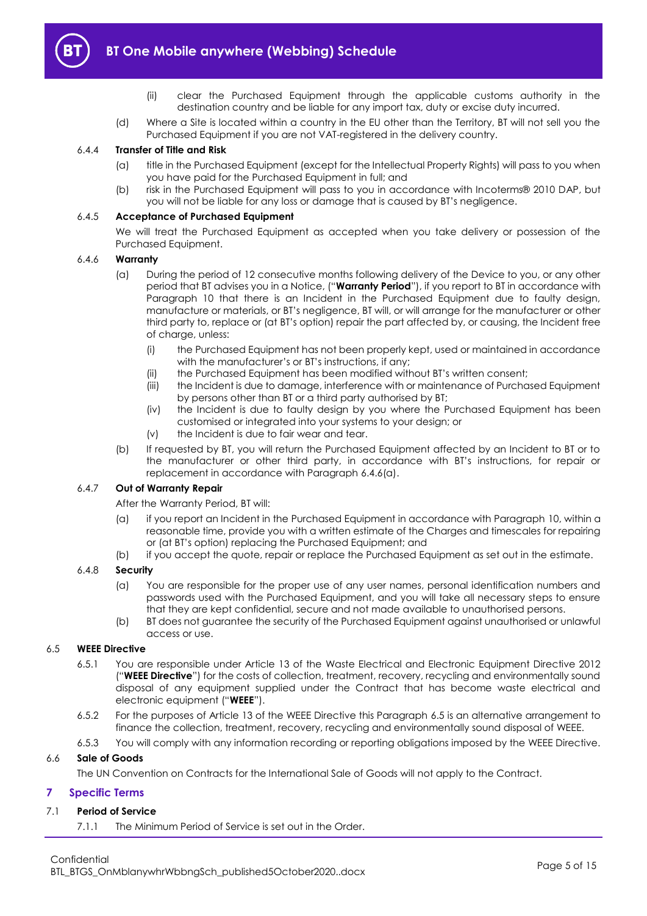(ii) clear the Purchased Equipment through the applicable customs authority in the destination country and be liable for any import tax, duty or excise duty incurred.

(d) Where a Site is located within a country in the EU other than the Territory, BT will not sell you the Purchased Equipment if you are not VAT-registered in the delivery country.

#### 6.4.4 Transfer of Title and Risk

(a) title in the Purchased Equipment (except for the Intellectual Property Rights) will pass to you when you have paid for the Purchased Equipment in full; and

(b) risk in the Purchased Equipment will pass to you in accordance with Incoterms® 2010 DAP, but you will not be liable for any loss or damage that is caused by BT's negligence.

#### 6.4.5 Acceptance of Purchased Equipment

We will treat the Purchased Equipment as accepted when you take delivery or possession of the Purchased Equipment.

#### 6.4.6 Warranty

(a) During the period of 12 consecutive months following delivery of the Device to you, or any other period that BT advises you in a Notice, ("**Warranty Period**"), if you report to BT in accordance with Paragraph 10 that there is an Incident in the Purchased Equipment due to faulty design, manufacture or materials, or BT's negligence, BT will, or will arrange for the manufacturer or other third party to, replace or (at BT's option) repair the part affected by, or causing, the Incident free of charge, unless:

(i) the Purchased Equipment has not been properly kept, used or maintained in accordance with the manufacturer's or BT's instructions, if any;

(ii) the Purchased Equipment has been modified without BT's written consent;

(iii) the Incident is due to damage, interference with or maintenance of Purchased Equipment by persons other than BT or a third party authorised by BT;

(iv) the Incident is due to faulty design by you where the Purchased Equipment has been customised or integrated into your systems to your design; or

(v) the Incident is due to fair wear and tear.

(b) If requested by BT, you will return the Purchased Equipment affected by an Incident to BT or to the manufacturer or other third party, in accordance with BT's instructions, for repair or replacement in accordance with Paragraph 6.4.6(a).

#### 6.4.7 Out of Warranty Repair

After the Warranty Period, BT will:

(a) if you report an Incident in the Purchased Equipment in accordance with Paragraph 10, within a reasonable time, provide you with a written estimate of the Charges and timescales for repairing or (at BT's option) replacing the Purchased Equipment; and

(b) if you accept the quote, repair or replace the Purchased Equipment as set out in the estimate.

#### 6.4.8 Security

(a) You are responsible for the proper use of any user names, personal identification numbers and passwords used with the Purchased Equipment, and you will take all necessary steps to ensure that they are kept confidential, secure and not made available to unauthorised persons.

(b) BT does not guarantee the security of the Purchased Equipment against unauthorised or unlawful access or use.

### 6.5 WEEE Directive

6.5.1 You are responsible under Article 13 of the Waste Electrical and Electronic Equipment Directive 2012 ("**WEEE Directive**") for the costs of collection, treatment, recovery, recycling and environmentally sound disposal of any equipment supplied under the Contract that has become waste electrical and electronic equipment ("**WEEE**").

6.5.2 For the purposes of Article 13 of the WEEE Directive this Paragraph 6.5 is an alternative arrangement to finance the collection, treatment, recovery, recycling and environmentally sound disposal of WEEE.

6.5.3 You will comply with any information recording or reporting obligations imposed by the WEEE Directive.

### 6.6 Sale of Goods

The UN Convention on Contracts for the International Sale of Goods will not apply to the Contract.

## 7 Specific Terms

### 7.1 Period of Service

7.1.1 The Minimum Period of Service is set out in the Order.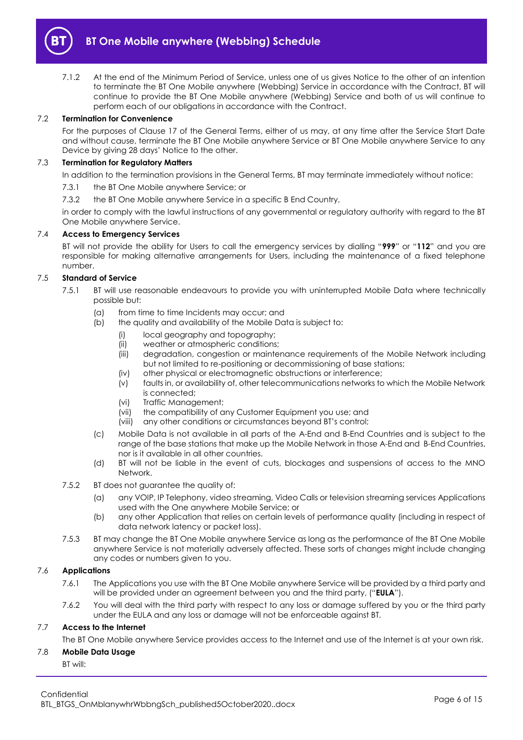7.1.2 At the end of the Minimum Period of Service, unless one of us gives Notice to the other of an intention to terminate the BT One Mobile anywhere (Webbing) Service in accordance with the Contract, BT will continue to provide the BT One Mobile anywhere (Webbing) Service and both of us will continue to perform each of our obligations in accordance with the Contract.

### 7.2 Termination for Convenience

For the purposes of Clause 17 of the General Terms, either of us may, at any time after the Service Start Date and without cause, terminate the BT One Mobile anywhere Service or BT One Mobile anywhere Service to any Device by giving 28 days' Notice to the other.

### 7.3 Termination for Regulatory Matters

In addition to the termination provisions in the General Terms, BT may terminate immediately without notice:

7.3.1 the BT One Mobile anywhere Service; or

7.3.2 the BT One Mobile anywhere Service in a specific B End Country,

in order to comply with the lawful instructions of any governmental or regulatory authority with regard to the BT One Mobile anywhere Service.

### 7.4 Access to Emergency Services

BT will not provide the ability for Users to call the emergency services by dialling "**999**" or "**112**" and you are responsible for making alternative arrangements for Users, including the maintenance of a fixed telephone number.

### 7.5 Standard of Service

7.5.1 BT will use reasonable endeavours to provide you with uninterrupted Mobile Data where technically possible but:

(a) from time to time Incidents may occur; and

(b) the quality and availability of the Mobile Data is subject to:

(i) local geography and topography;

(ii) weather or atmospheric conditions;

(iii) degradation, congestion or maintenance requirements of the Mobile Network including but not limited to re-positioning or decommissioning of base stations;

(iv) other physical or electromagnetic obstructions or interference;

(v) faults in, or availability of, other telecommunications networks to which the Mobile Network is connected;

(vi) Traffic Management;

(vii) the compatibility of any Customer Equipment you use; and

(viii) any other conditions or circumstances beyond BT's control;

(c) Mobile Data is not available in all parts of the A-End and B-End Countries and is subject to the range of the base stations that make up the Mobile Network in those A-End and B-End Countries, nor is it available in all other countries.

(d) BT will not be liable in the event of cuts, blockages and suspensions of access to the MNO Network.

7.5.2 BT does not guarantee the quality of:

(a) any VOIP, IP Telephony, video streaming, Video Calls or television streaming services Applications used with the One anywhere Mobile Service; or

(b) any other Application that relies on certain levels of performance quality (including in respect of data network latency or packet loss).

7.5.3 BT may change the BT One Mobile anywhere Service as long as the performance of the BT One Mobile anywhere Service is not materially adversely affected. These sorts of changes might include changing any codes or numbers given to you.

### 7.6 Applications

7.6.1 The Applications you use with the BT One Mobile anywhere Service will be provided by a third party and will be provided under an agreement between you and the third party, ("**EULA**").

7.6.2 You will deal with the third party with respect to any loss or damage suffered by you or the third party under the EULA and any loss or damage will not be enforceable against BT.

### 7.7 Access to the Internet

The BT One Mobile anywhere Service provides access to the Internet and use of the Internet is at your own risk.

### 7.8 Mobile Data Usage

BT will: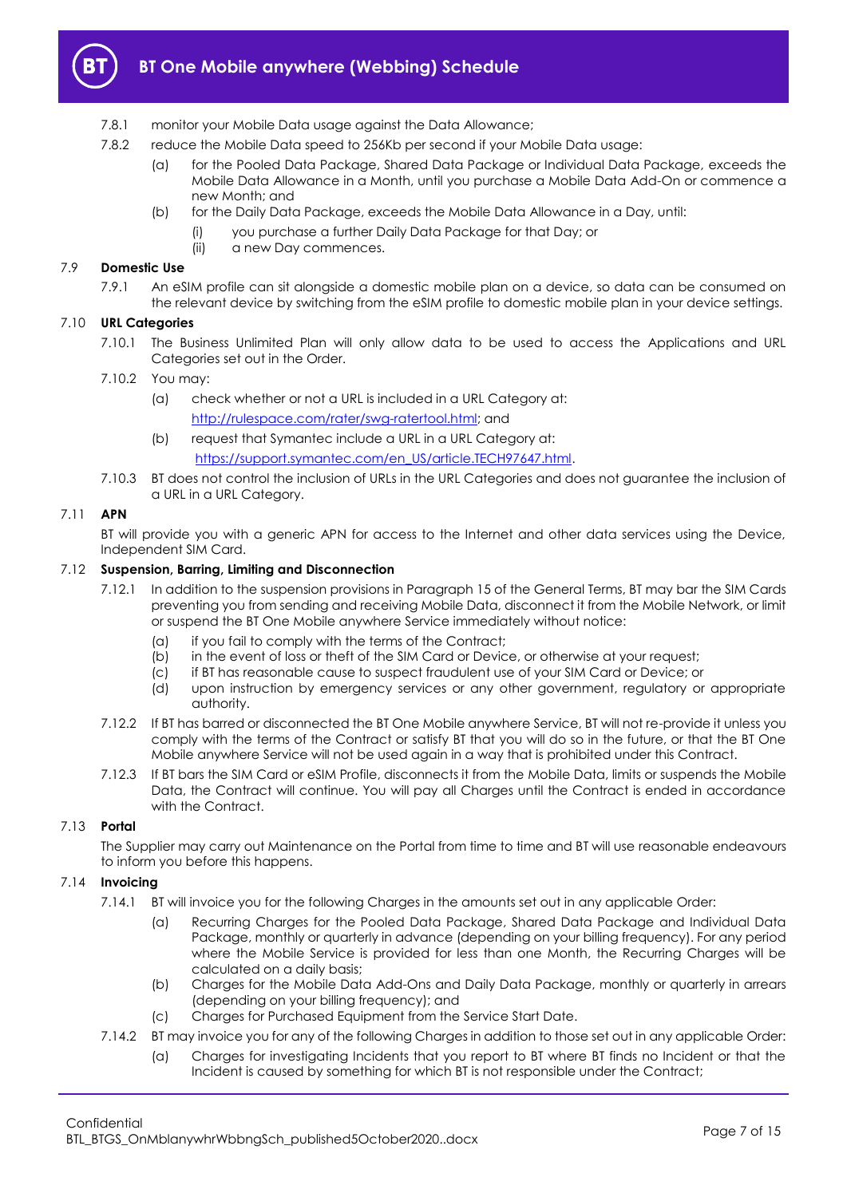7.8.1 monitor your Mobile Data usage against the Data Allowance;

7.8.2 reduce the Mobile Data speed to 256Kb per second if your Mobile Data usage:

(a) for the Pooled Data Package, Shared Data Package or Individual Data Package, exceeds the Mobile Data Allowance in a Month, until you purchase a Mobile Data Add-On or commence a new Month; and

(b) for the Daily Data Package, exceeds the Mobile Data Allowance in a Day, until:

(i) you purchase a further Daily Data Package for that Day; or

(ii) a new Day commences.

7.9 **Domestic Use**

7.9.1 An eSIM profile can sit alongside a domestic mobile plan on a device, so data can be consumed on the relevant device by switching from the eSIM profile to domestic mobile plan in your device settings.

7.10 **URL Categories**

7.10.1 The Business Unlimited Plan will only allow data to be used to access the Applications and URL Categories set out in the Order.

7.10.2 You may:

(a) check whether or not a URL is included in a URL Category at: http://rulespace.com/rater/swg-ratertool.html; and

(b) request that Symantec include a URL in a URL Category at: https://support.symantec.com/en_US/article.TECH97647.html.

7.10.3 BT does not control the inclusion of URLs in the URL Categories and does not guarantee the inclusion of a URL in a URL Category.

7.11 **APN**

BT will provide you with a generic APN for access to the Internet and other data services using the Device, Independent SIM Card.

7.12 **Suspension, Barring, Limiting and Disconnection**

7.12.1 In addition to the suspension provisions in Paragraph 15 of the General Terms, BT may bar the SIM Cards preventing you from sending and receiving Mobile Data, disconnect it from the Mobile Network, or limit or suspend the BT One Mobile anywhere Service immediately without notice:

(a) if you fail to comply with the terms of the Contract;

(b) in the event of loss or theft of the SIM Card or Device, or otherwise at your request;

(c) if BT has reasonable cause to suspect fraudulent use of your SIM Card or Device; or

(d) upon instruction by emergency services or any other government, regulatory or appropriate authority.

7.12.2 If BT has barred or disconnected the BT One Mobile anywhere Service, BT will not re-provide it unless you comply with the terms of the Contract or satisfy BT that you will do so in the future, or that the BT One Mobile anywhere Service will not be used again in a way that is prohibited under this Contract.

7.12.3 If BT bars the SIM Card or eSIM Profile, disconnects it from the Mobile Data, limits or suspends the Mobile Data, the Contract will continue. You will pay all Charges until the Contract is ended in accordance with the Contract.

7.13 **Portal**

The Supplier may carry out Maintenance on the Portal from time to time and BT will use reasonable endeavours to inform you before this happens.

7.14 **Invoicing**

7.14.1 BT will invoice you for the following Charges in the amounts set out in any applicable Order:

(a) Recurring Charges for the Pooled Data Package, Shared Data Package and Individual Data Package, monthly or quarterly in advance (depending on your billing frequency). For any period where the Mobile Service is provided for less than one Month, the Recurring Charges will be calculated on a daily basis;

(b) Charges for the Mobile Data Add-Ons and Daily Data Package, monthly or quarterly in arrears (depending on your billing frequency); and

(c) Charges for Purchased Equipment from the Service Start Date.

7.14.2 BT may invoice you for any of the following Charges in addition to those set out in any applicable Order:

(a) Charges for investigating Incidents that you report to BT where BT finds no Incident or that the Incident is caused by something for which BT is not responsible under the Contract;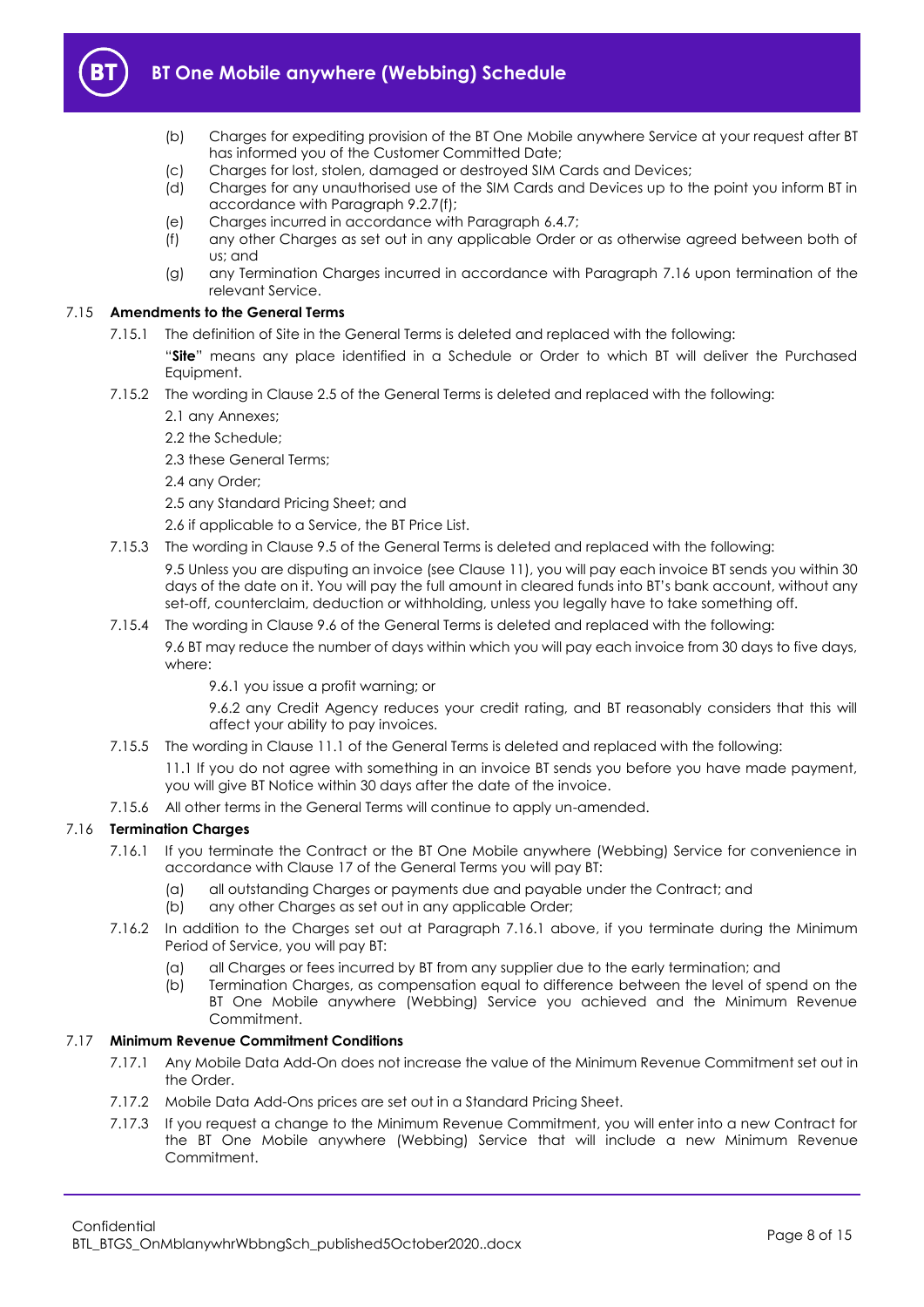(b) Charges for expediting provision of the BT One Mobile anywhere Service at your request after BT has informed you of the Customer Committed Date;

(c) Charges for lost, stolen, damaged or destroyed SIM Cards and Devices;

(d) Charges for any unauthorised use of the SIM Cards and Devices up to the point you inform BT in accordance with Paragraph 9.2.7(f);

(e) Charges incurred in accordance with Paragraph 6.4.7;

(f) any other Charges as set out in any applicable Order or as otherwise agreed between both of us; and

(g) any Termination Charges incurred in accordance with Paragraph 7.16 upon termination of the relevant Service.

**7.15 Amendments to the General Terms**

7.15.1 The definition of Site in the General Terms is deleted and replaced with the following:

"**Site**" means any place identified in a Schedule or Order to which BT will deliver the Purchased Equipment.

7.15.2 The wording in Clause 2.5 of the General Terms is deleted and replaced with the following:

2.1 any Annexes;

2.2 the Schedule;

2.3 these General Terms;

2.4 any Order;

2.5 any Standard Pricing Sheet; and

2.6 if applicable to a Service, the BT Price List.

7.15.3 The wording in Clause 9.5 of the General Terms is deleted and replaced with the following:

9.5 Unless you are disputing an invoice (see Clause 11), you will pay each invoice BT sends you within 30 days of the date on it. You will pay the full amount in cleared funds into BT's bank account, without any set-off, counterclaim, deduction or withholding, unless you legally have to take something off.

7.15.4 The wording in Clause 9.6 of the General Terms is deleted and replaced with the following:

9.6 BT may reduce the number of days within which you will pay each invoice from 30 days to five days, where:

9.6.1 you issue a profit warning; or

9.6.2 any Credit Agency reduces your credit rating, and BT reasonably considers that this will affect your ability to pay invoices.

7.15.5 The wording in Clause 11.1 of the General Terms is deleted and replaced with the following:

11.1 If you do not agree with something in an invoice BT sends you before you have made payment, you will give BT Notice within 30 days after the date of the invoice.

7.15.6 All other terms in the General Terms will continue to apply un-amended.

**7.16 Termination Charges**

7.16.1 If you terminate the Contract or the BT One Mobile anywhere (Webbing) Service for convenience in accordance with Clause 17 of the General Terms you will pay BT:

(a) all outstanding Charges or payments due and payable under the Contract; and

(b) any other Charges as set out in any applicable Order;

7.16.2 In addition to the Charges set out at Paragraph 7.16.1 above, if you terminate during the Minimum Period of Service, you will pay BT:

(a) all Charges or fees incurred by BT from any supplier due to the early termination; and

(b) Termination Charges, as compensation equal to difference between the level of spend on the BT One Mobile anywhere (Webbing) Service you achieved and the Minimum Revenue Commitment.

**7.17 Minimum Revenue Commitment Conditions**

7.17.1 Any Mobile Data Add-On does not increase the value of the Minimum Revenue Commitment set out in the Order.

7.17.2 Mobile Data Add-Ons prices are set out in a Standard Pricing Sheet.

7.17.3 If you request a change to the Minimum Revenue Commitment, you will enter into a new Contract for the BT One Mobile anywhere (Webbing) Service that will include a new Minimum Revenue Commitment.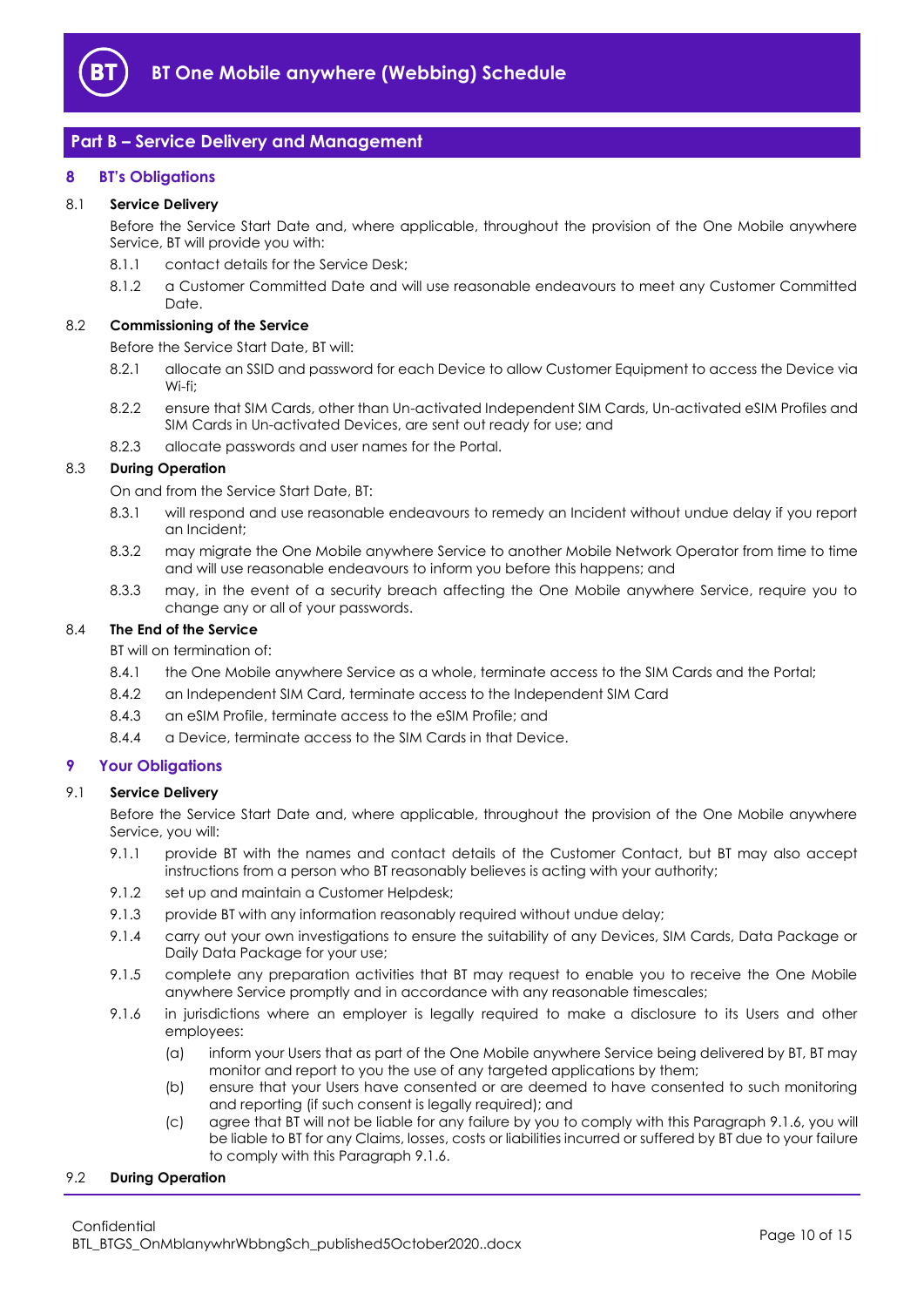## Part B – Service Delivery and Management

### 8 BT's Obligations

8.1 **Service Delivery**

Before the Service Start Date and, where applicable, throughout the provision of the One Mobile anywhere Service, BT will provide you with:

8.1.1 contact details for the Service Desk;

8.1.2 a Customer Committed Date and will use reasonable endeavours to meet any Customer Committed Date.

8.2 **Commissioning of the Service**

Before the Service Start Date, BT will:

8.2.1 allocate an SSID and password for each Device to allow Customer Equipment to access the Device via Wi-fi;

8.2.2 ensure that SIM Cards, other than Un-activated Independent SIM Cards, Un-activated eSIM Profiles and SIM Cards in Un-activated Devices, are sent out ready for use; and

8.2.3 allocate passwords and user names for the Portal.

8.3 **During Operation**

On and from the Service Start Date, BT:

8.3.1 will respond and use reasonable endeavours to remedy an Incident without undue delay if you report an Incident;

8.3.2 may migrate the One Mobile anywhere Service to another Mobile Network Operator from time to time and will use reasonable endeavours to inform you before this happens; and

8.3.3 may, in the event of a security breach affecting the One Mobile anywhere Service, require you to change any or all of your passwords.

8.4 **The End of the Service**

BT will on termination of:

8.4.1 the One Mobile anywhere Service as a whole, terminate access to the SIM Cards and the Portal;

8.4.2 an Independent SIM Card, terminate access to the Independent SIM Card

8.4.3 an eSIM Profile, terminate access to the eSIM Profile; and

8.4.4 a Device, terminate access to the SIM Cards in that Device.

### 9 Your Obligations

9.1 **Service Delivery**

Before the Service Start Date and, where applicable, throughout the provision of the One Mobile anywhere Service, you will:

9.1.1 provide BT with the names and contact details of the Customer Contact, but BT may also accept instructions from a person who BT reasonably believes is acting with your authority;

9.1.2 set up and maintain a Customer Helpdesk;

9.1.3 provide BT with any information reasonably required without undue delay;

9.1.4 carry out your own investigations to ensure the suitability of any Devices, SIM Cards, Data Package or Daily Data Package for your use;

9.1.5 complete any preparation activities that BT may request to enable you to receive the One Mobile anywhere Service promptly and in accordance with any reasonable timescales;

9.1.6 in jurisdictions where an employer is legally required to make a disclosure to its Users and other employees:

(a) inform your Users that as part of the One Mobile anywhere Service being delivered by BT, BT may monitor and report to you the use of any targeted applications by them;

(b) ensure that your Users have consented or are deemed to have consented to such monitoring and reporting (if such consent is legally required); and

(c) agree that BT will not be liable for any failure by you to comply with this Paragraph 9.1.6, you will be liable to BT for any Claims, losses, costs or liabilities incurred or suffered by BT due to your failure to comply with this Paragraph 9.1.6.

9.2 **During Operation**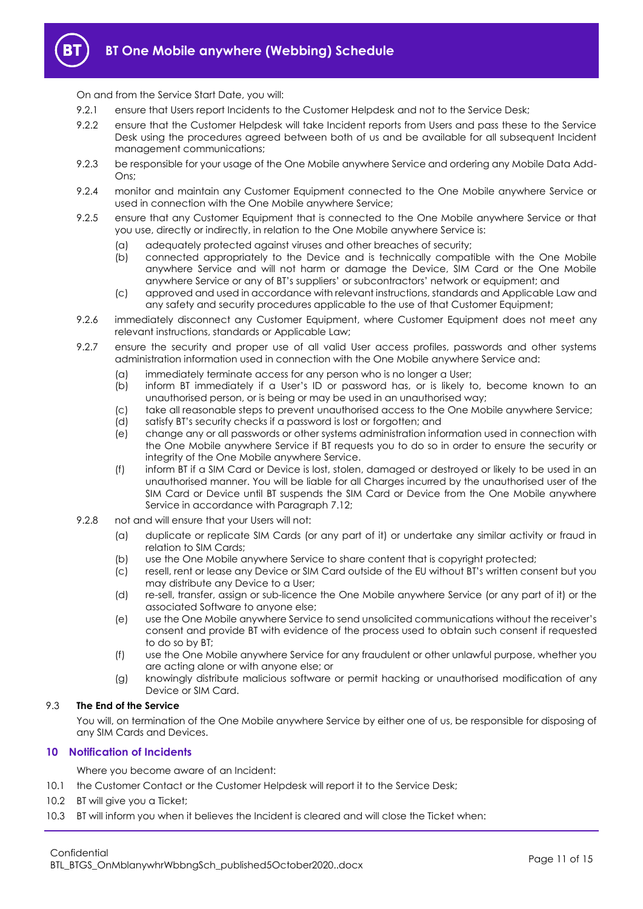On and from the Service Start Date, you will:

9.2.1 ensure that Users report Incidents to the Customer Helpdesk and not to the Service Desk;

9.2.2 ensure that the Customer Helpdesk will take Incident reports from Users and pass these to the Service Desk using the procedures agreed between both of us and be available for all subsequent Incident management communications;

9.2.3 be responsible for your usage of the One Mobile anywhere Service and ordering any Mobile Data Add-Ons;

9.2.4 monitor and maintain any Customer Equipment connected to the One Mobile anywhere Service or used in connection with the One Mobile anywhere Service;

9.2.5 ensure that any Customer Equipment that is connected to the One Mobile anywhere Service or that you use, directly or indirectly, in relation to the One Mobile anywhere Service is:

- (a) adequately protected against viruses and other breaches of security;
- (b) connected appropriately to the Device and is technically compatible with the One Mobile anywhere Service and will not harm or damage the Device, SIM Card or the One Mobile anywhere Service or any of BT's suppliers' or subcontractors' network or equipment; and
- (c) approved and used in accordance with relevant instructions, standards and Applicable Law and any safety and security procedures applicable to the use of that Customer Equipment;

9.2.6 immediately disconnect any Customer Equipment, where Customer Equipment does not meet any relevant instructions, standards or Applicable Law;

9.2.7 ensure the security and proper use of all valid User access profiles, passwords and other systems administration information used in connection with the One Mobile anywhere Service and:

- (a) immediately terminate access for any person who is no longer a User;
- (b) inform BT immediately if a User's ID or password has, or is likely to, become known to an unauthorised person, or is being or may be used in an unauthorised way;
- (c) take all reasonable steps to prevent unauthorised access to the One Mobile anywhere Service;
- (d) satisfy BT's security checks if a password is lost or forgotten; and
- (e) change any or all passwords or other systems administration information used in connection with the One Mobile anywhere Service if BT requests you to do so in order to ensure the security or integrity of the One Mobile anywhere Service.
- (f) inform BT if a SIM Card or Device is lost, stolen, damaged or destroyed or likely to be used in an unauthorised manner. You will be liable for all Charges incurred by the unauthorised user of the SIM Card or Device until BT suspends the SIM Card or Device from the One Mobile anywhere Service in accordance with Paragraph 7.12;

9.2.8 not and will ensure that your Users will not:

- (a) duplicate or replicate SIM Cards (or any part of it) or undertake any similar activity or fraud in relation to SIM Cards;
- (b) use the One Mobile anywhere Service to share content that is copyright protected;
- (c) resell, rent or lease any Device or SIM Card outside of the EU without BT's written consent but you may distribute any Device to a User;
- (d) re-sell, transfer, assign or sub-licence the One Mobile anywhere Service (or any part of it) or the associated Software to anyone else;
- (e) use the One Mobile anywhere Service to send unsolicited communications without the receiver's consent and provide BT with evidence of the process used to obtain such consent if requested to do so by BT;
- (f) use the One Mobile anywhere Service for any fraudulent or other unlawful purpose, whether you are acting alone or with anyone else; or
- (g) knowingly distribute malicious software or permit hacking or unauthorised modification of any Device or SIM Card.

### 9.3 The End of the Service

You will, on termination of the One Mobile anywhere Service by either one of us, be responsible for disposing of any SIM Cards and Devices.

## 10 Notification of Incidents

Where you become aware of an Incident:

10.1 the Customer Contact or the Customer Helpdesk will report it to the Service Desk;

10.2 BT will give you a Ticket;

10.3 BT will inform you when it believes the Incident is cleared and will close the Ticket when: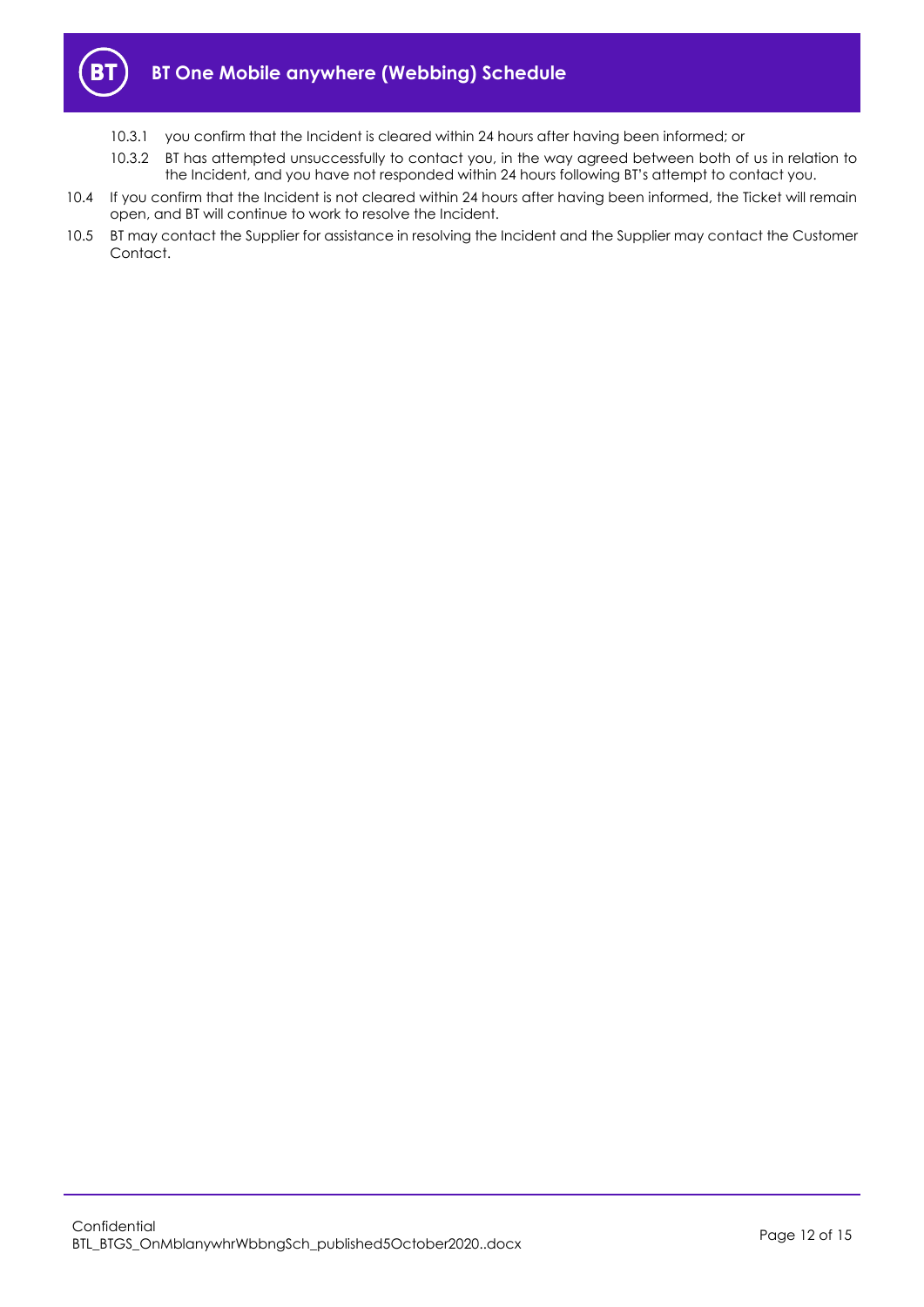10.3.1 you confirm that the Incident is cleared within 24 hours after having been informed; or

10.3.2 BT has attempted unsuccessfully to contact you, in the way agreed between both of us in relation to the Incident, and you have not responded within 24 hours following BT's attempt to contact you.

10.4 If you confirm that the Incident is not cleared within 24 hours after having been informed, the Ticket will remain open, and BT will continue to work to resolve the Incident.

10.5 BT may contact the Supplier for assistance in resolving the Incident and the Supplier may contact the Customer Contact.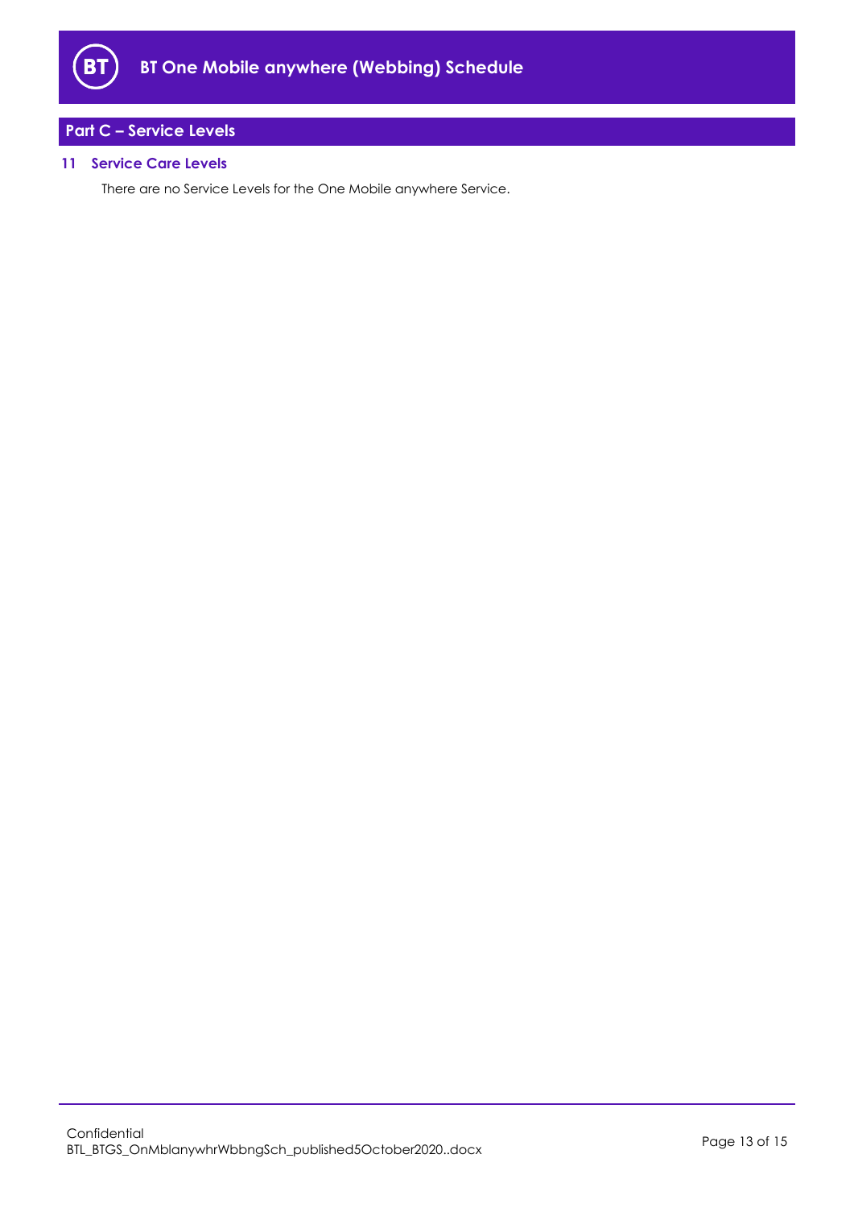## Part C – Service Levels

### 11 Service Care Levels

There are no Service Levels for the One Mobile anywhere Service.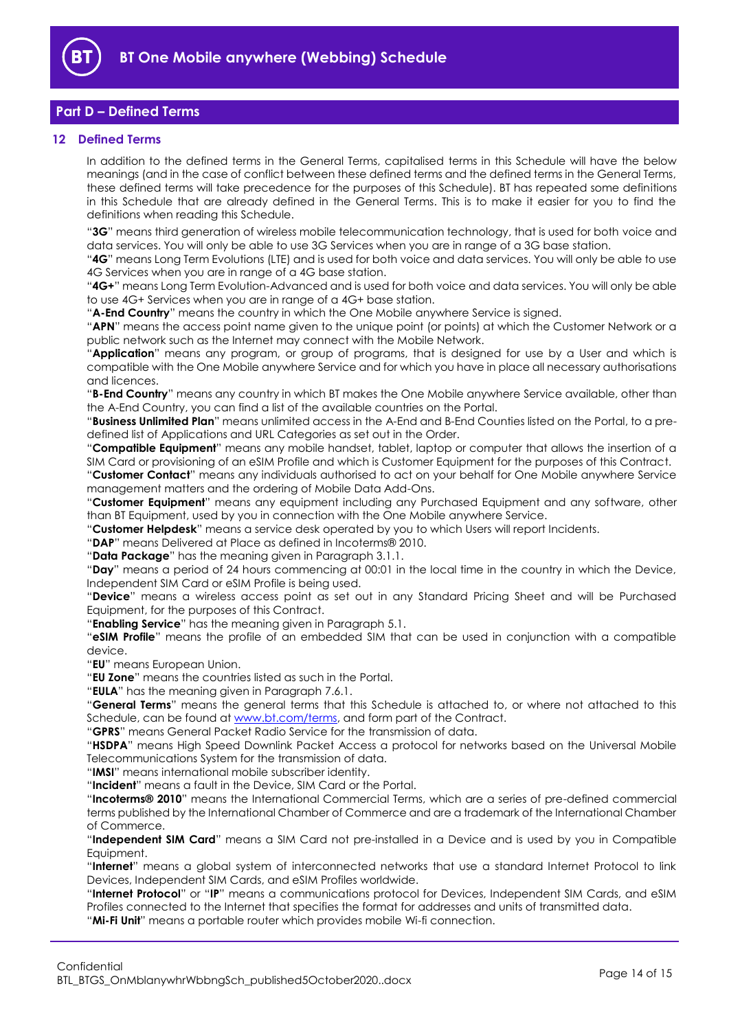## Part D – Defined Terms

### 12 Defined Terms

In addition to the defined terms in the General Terms, capitalised terms in this Schedule will have the below meanings (and in the case of conflict between these defined terms and the defined terms in the General Terms, these defined terms will take precedence for the purposes of this Schedule). BT has repeated some definitions in this Schedule that are already defined in the General Terms. This is to make it easier for you to find the definitions when reading this Schedule.

"**3G**" means third generation of wireless mobile telecommunication technology, that is used for both voice and data services. You will only be able to use 3G Services when you are in range of a 3G base station.

"**4G**" means Long Term Evolutions (LTE) and is used for both voice and data services. You will only be able to use 4G Services when you are in range of a 4G base station.

"**4G+**" means Long Term Evolution-Advanced and is used for both voice and data services. You will only be able to use 4G+ Services when you are in range of a 4G+ base station.

"**A-End Country**" means the country in which the One Mobile anywhere Service is signed.

"**APN**" means the access point name given to the unique point (or points) at which the Customer Network or a public network such as the Internet may connect with the Mobile Network.

"**Application**" means any program, or group of programs, that is designed for use by a User and which is compatible with the One Mobile anywhere Service and for which you have in place all necessary authorisations and licences.

"**B-End Country**" means any country in which BT makes the One Mobile anywhere Service available, other than the A-End Country, you can find a list of the available countries on the Portal.

"**Business Unlimited Plan**" means unlimited access in the A-End and B-End Counties listed on the Portal, to a pre-defined list of Applications and URL Categories as set out in the Order.

"**Compatible Equipment**" means any mobile handset, tablet, laptop or computer that allows the insertion of a SIM Card or provisioning of an eSIM Profile and which is Customer Equipment for the purposes of this Contract.

"**Customer Contact**" means any individuals authorised to act on your behalf for One Mobile anywhere Service management matters and the ordering of Mobile Data Add-Ons.

"**Customer Equipment**" means any equipment including any Purchased Equipment and any software, other than BT Equipment, used by you in connection with the One Mobile anywhere Service.

"**Customer Helpdesk**" means a service desk operated by you to which Users will report Incidents.

"**DAP**" means Delivered at Place as defined in Incoterms® 2010.

"**Data Package**" has the meaning given in Paragraph 3.1.1.

"**Day**" means a period of 24 hours commencing at 00:01 in the local time in the country in which the Device, Independent SIM Card or eSIM Profile is being used.

"**Device**" means a wireless access point as set out in any Standard Pricing Sheet and will be Purchased Equipment, for the purposes of this Contract.

"**Enabling Service**" has the meaning given in Paragraph 5.1.

"**eSIM Profile**" means the profile of an embedded SIM that can be used in conjunction with a compatible device.

"**EU**" means European Union.

"**EU Zone**" means the countries listed as such in the Portal.

"**EULA**" has the meaning given in Paragraph 7.6.1.

"**General Terms**" means the general terms that this Schedule is attached to, or where not attached to this Schedule, can be found at [www.bt.com/terms](www.bt.com/terms), and form part of the Contract.

"**GPRS**" means General Packet Radio Service for the transmission of data.

"**HSDPA**" means High Speed Downlink Packet Access a protocol for networks based on the Universal Mobile Telecommunications System for the transmission of data.

"**IMSI**" means international mobile subscriber identity.

"**Incident**" means a fault in the Device, SIM Card or the Portal.

"**Incoterms® 2010**" means the International Commercial Terms, which are a series of pre-defined commercial terms published by the International Chamber of Commerce and are a trademark of the International Chamber of Commerce.

"**Independent SIM Card**" means a SIM Card not pre-installed in a Device and is used by you in Compatible Equipment.

"**Internet**" means a global system of interconnected networks that use a standard Internet Protocol to link Devices, Independent SIM Cards, and eSIM Profiles worldwide.

"**Internet Protocol**" or "**IP**" means a communications protocol for Devices, Independent SIM Cards, and eSIM Profiles connected to the Internet that specifies the format for addresses and units of transmitted data.

"**Mi-Fi Unit**" means a portable router which provides mobile Wi-fi connection.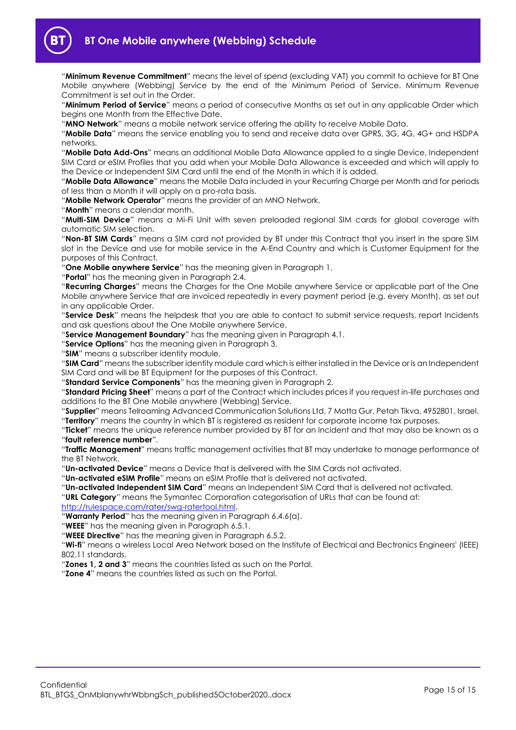"**Minimum Revenue Commitment**" means the level of spend (excluding VAT) you commit to achieve for BT One Mobile anywhere (Webbing) Service by the end of the Minimum Period of Service. Minimum Revenue Commitment is set out in the Order.

"**Minimum Period of Service**" means a period of consecutive Months as set out in any applicable Order which begins one Month from the Effective Date.

"**MNO Network**" means a mobile network service offering the ability to receive Mobile Data.

"**Mobile Data**" means the service enabling you to send and receive data over GPRS, 3G, 4G, 4G+ and HSDPA networks.

"**Mobile Data Add-Ons**" means an additional Mobile Data Allowance applied to a single Device, Independent SIM Card or eSIM Profiles that you add when your Mobile Data Allowance is exceeded and which will apply to the Device or Independent SIM Card until the end of the Month in which it is added.

"**Mobile Data Allowance**" means the Mobile Data included in your Recurring Charge per Month and for periods of less than a Month it will apply on a pro-rata basis.

"**Mobile Network Operator**" means the provider of an MNO Network.

"**Month**" means a calendar month.

"**Multi-SIM Device**" means a Mi-Fi Unit with seven preloaded regional SIM cards for global coverage with automatic SIM selection.

"**Non-BT SIM Cards**" means a SIM card not provided by BT under this Contract that you insert in the spare SIM slot in the Device and use for mobile service in the A-End Country and which is Customer Equipment for the purposes of this Contract.

"**One Mobile anywhere Service**" has the meaning given in Paragraph 1.

"**Portal**" has the meaning given in Paragraph 2.4.

"**Recurring Charges**" means the Charges for the One Mobile anywhere Service or applicable part of the One Mobile anywhere Service that are invoiced repeatedly in every payment period (e.g. every Month), as set out in any applicable Order.

"**Service Desk**" means the helpdesk that you are able to contact to submit service requests, report Incidents and ask questions about the One Mobile anywhere Service.

"**Service Management Boundary**" has the meaning given in Paragraph 4.1.

"**Service Options**" has the meaning given in Paragraph 3.

"**SIM**" means a subscriber identity module.

"**SIM Card**" means the subscriber identity module card which is either installed in the Device or is an Independent SIM Card and will be BT Equipment for the purposes of this Contract.

"**Standard Service Components**" has the meaning given in Paragraph 2.

"**Standard Pricing Sheet**" means a part of the Contract which includes prices if you request in-life purchases and additions to the BT One Mobile anywhere (Webbing) Service.

"**Supplier**" means Telroaming Advanced Communication Solutions Ltd, 7 Motta Gur, Petah Tikva, 4952801, Israel.

"**Territory**" means the country in which BT is registered as resident for corporate income tax purposes.

"**Ticket**" means the unique reference number provided by BT for an Incident and that may also be known as a "**fault reference number**".

"**Traffic Management**" means traffic management activities that BT may undertake to manage performance of the BT Network.

"**Un-activated Device**" means a Device that is delivered with the SIM Cards not activated.

"**Un-activated eSIM Profile**" means an eSIM Profile that is delivered not activated.

"**Un-activated Independent SIM Card**" means an Independent SIM Card that is delivered not activated.

"**URL Category**" means the Symantec Corporation categorisation of URLs that can be found at: http://rulespace.com/rater/swg-ratertool.html.

"**Warranty Period**" has the meaning given in Paragraph 6.4.6(a).

"**WEEE**" has the meaning given in Paragraph 6.5.1.

"**WEEE Directive**" has the meaning given in Paragraph 6.5.2.

"**Wi-fi**" means a wireless Local Area Network based on the Institute of Electrical and Electronics Engineers' (IEEE) 802.11 standards.

"**Zones 1, 2 and 3**" means the countries listed as such on the Portal.

"**Zone 4**" means the countries listed as such on the Portal.